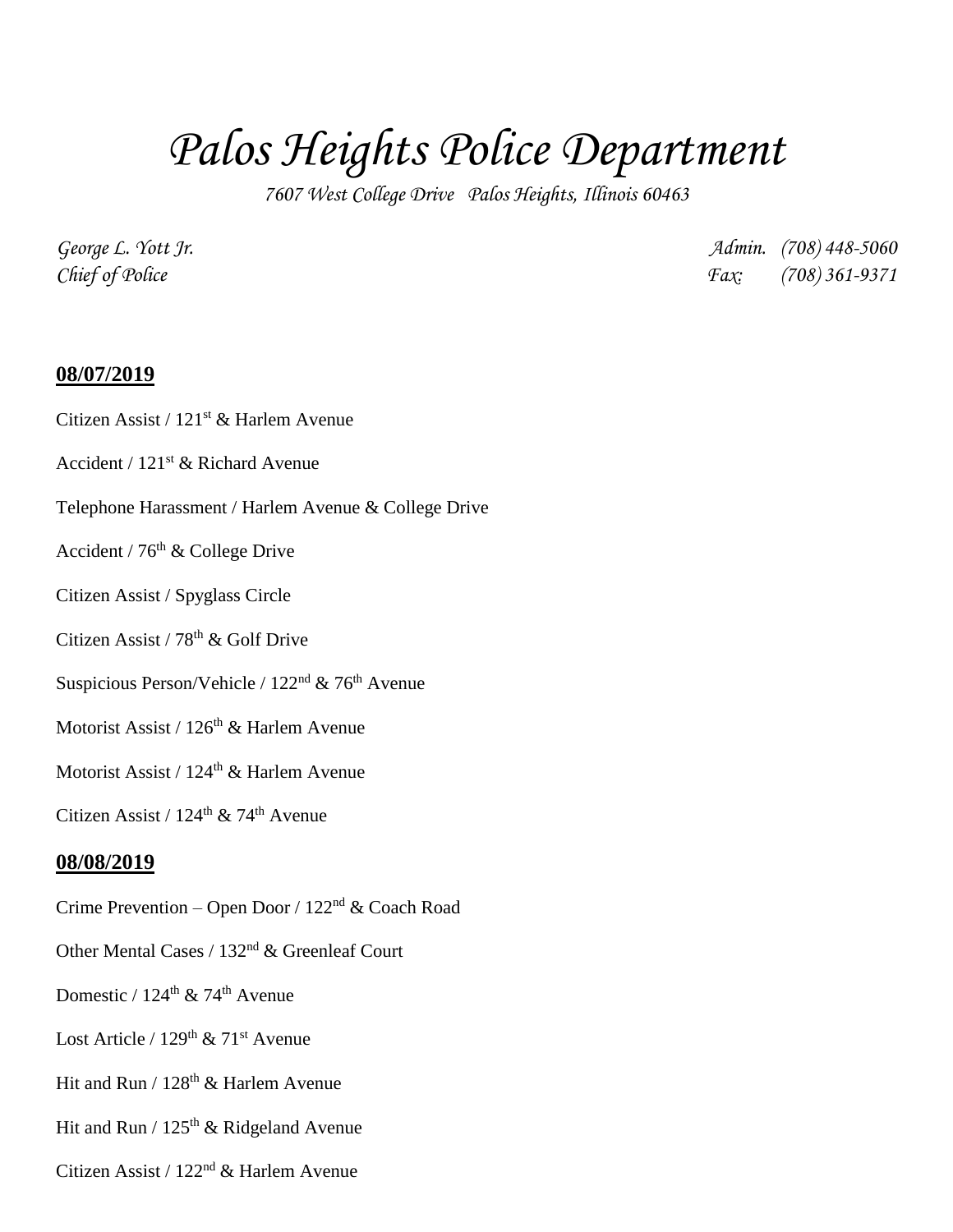# *Palos Heights Police Department*

*7607 West College Drive Palos Heights, Illinois 60463*

*George L. Yott Jr.*
*Chief of Police*

*Admin. (708) 448-5060*
*Fax: (708) 361-9371*

**08/07/2019**

Citizen Assist / 121st & Harlem Avenue

Accident / 121st & Richard Avenue

Telephone Harassment / Harlem Avenue & College Drive

Accident / 76th & College Drive

Citizen Assist / Spyglass Circle

Citizen Assist / 78th & Golf Drive

Suspicious Person/Vehicle / 122nd & 76th Avenue

Motorist Assist / 126th & Harlem Avenue

Motorist Assist / 124th & Harlem Avenue

Citizen Assist / 124th & 74th Avenue

**08/08/2019**

Crime Prevention – Open Door / 122nd & Coach Road

Other Mental Cases / 132nd & Greenleaf Court

Domestic / 124th & 74th Avenue

Lost Article / 129th & 71st Avenue

Hit and Run / 128th & Harlem Avenue

Hit and Run / 125th & Ridgeland Avenue

Citizen Assist / 122nd & Harlem Avenue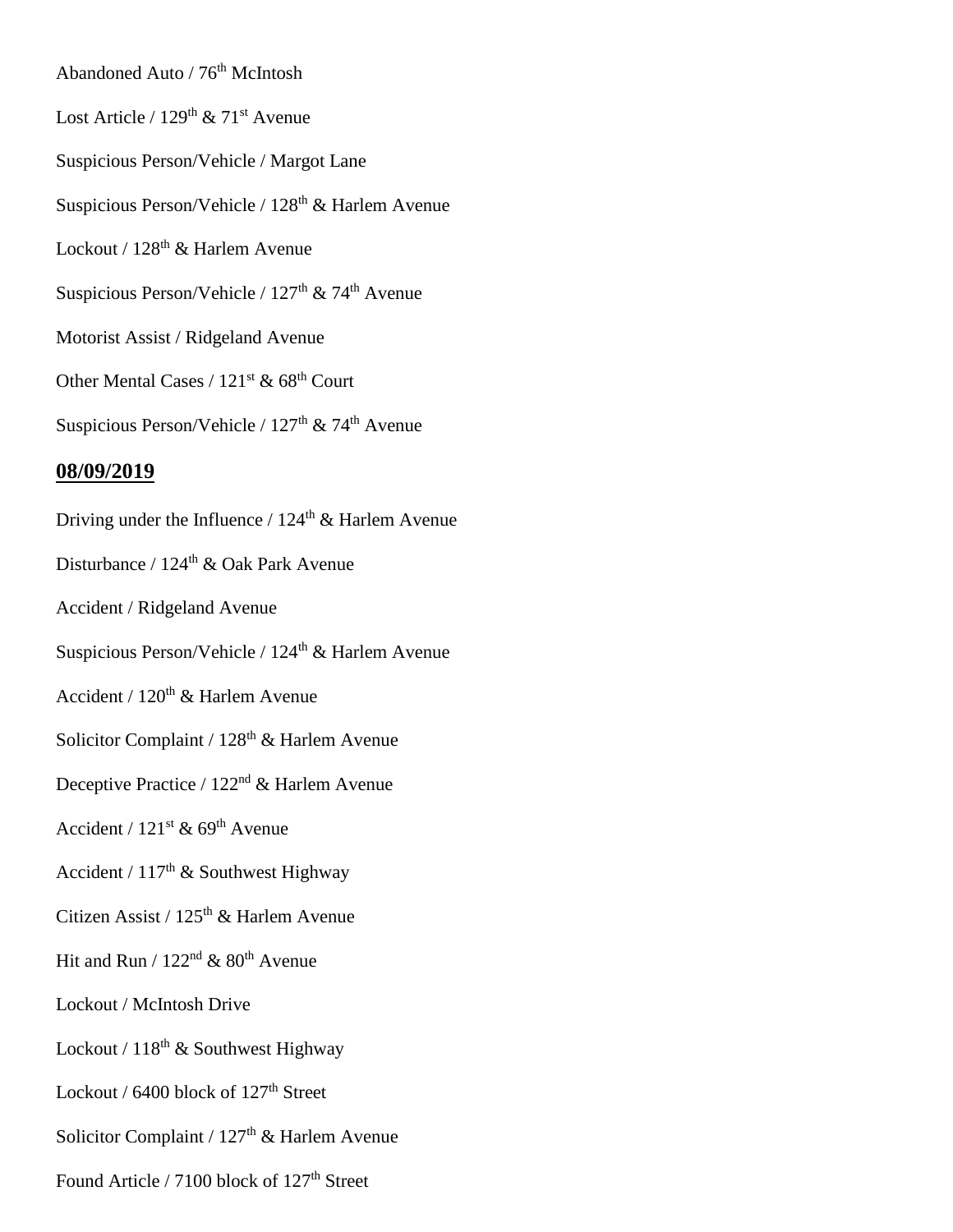Abandoned Auto / 76th McIntosh

Lost Article / 129th & 71st Avenue

Suspicious Person/Vehicle / Margot Lane

Suspicious Person/Vehicle / 128th & Harlem Avenue

Lockout / 128th & Harlem Avenue

Suspicious Person/Vehicle / 127th & 74th Avenue

Motorist Assist / Ridgeland Avenue

Other Mental Cases / 121st & 68th Court

Suspicious Person/Vehicle / 127th & 74th Avenue

## 08/09/2019

Driving under the Influence / 124th & Harlem Avenue

Disturbance / 124th & Oak Park Avenue

Accident / Ridgeland Avenue

Suspicious Person/Vehicle / 124th & Harlem Avenue

Accident / 120th & Harlem Avenue

Solicitor Complaint / 128th & Harlem Avenue

Deceptive Practice / 122nd & Harlem Avenue

Accident / 121st & 69th Avenue

Accident / 117th & Southwest Highway

Citizen Assist / 125th & Harlem Avenue

Hit and Run / 122nd & 80th Avenue

Lockout / McIntosh Drive

Lockout / 118th & Southwest Highway

Lockout / 6400 block of 127th Street

Solicitor Complaint / 127th & Harlem Avenue

Found Article / 7100 block of 127th Street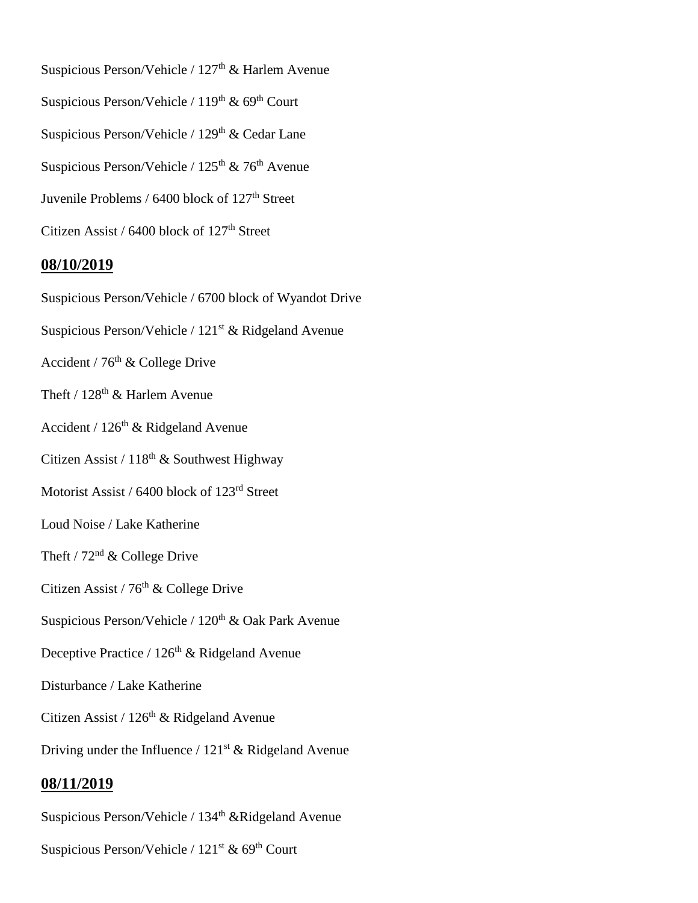Suspicious Person/Vehicle / 127th & Harlem Avenue

Suspicious Person/Vehicle / 119th & 69th Court

Suspicious Person/Vehicle / 129th & Cedar Lane

Suspicious Person/Vehicle / 125th & 76th Avenue

Juvenile Problems / 6400 block of 127th Street

Citizen Assist / 6400 block of 127th Street

## 08/10/2019

Suspicious Person/Vehicle / 6700 block of Wyandot Drive

Suspicious Person/Vehicle / 121st & Ridgeland Avenue

Accident / 76th & College Drive

Theft / 128th & Harlem Avenue

Accident / 126th & Ridgeland Avenue

Citizen Assist / 118th & Southwest Highway

Motorist Assist / 6400 block of 123rd Street

Loud Noise / Lake Katherine

Theft / 72nd & College Drive

Citizen Assist / 76th & College Drive

Suspicious Person/Vehicle / 120th & Oak Park Avenue

Deceptive Practice / 126th & Ridgeland Avenue

Disturbance / Lake Katherine

Citizen Assist / 126th & Ridgeland Avenue

Driving under the Influence / 121st & Ridgeland Avenue

## 08/11/2019

Suspicious Person/Vehicle / 134th &Ridgeland Avenue

Suspicious Person/Vehicle / 121st & 69th Court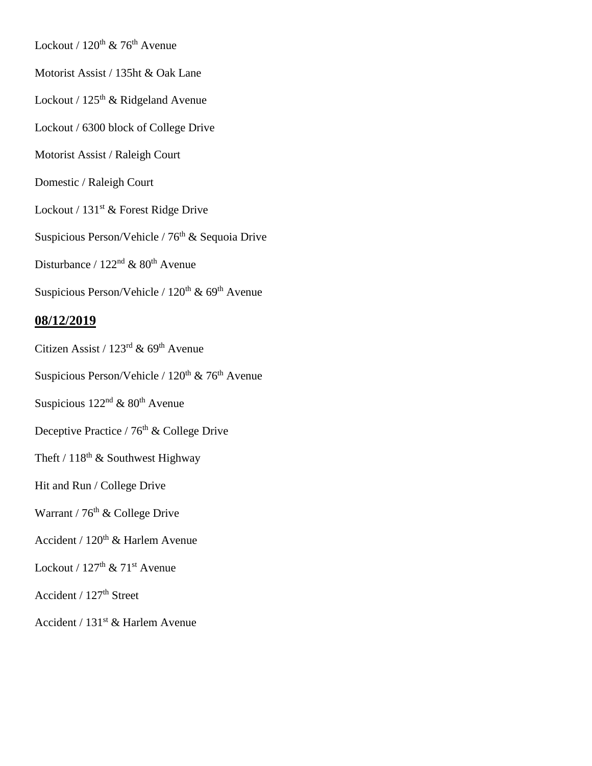Lockout / 120th & 76th Avenue

Motorist Assist / 135ht & Oak Lane

Lockout / 125th & Ridgeland Avenue

Lockout / 6300 block of College Drive

Motorist Assist / Raleigh Court

Domestic / Raleigh Court

Lockout / 131st & Forest Ridge Drive

Suspicious Person/Vehicle / 76th & Sequoia Drive

Disturbance / 122nd & 80th Avenue

Suspicious Person/Vehicle / 120th & 69th Avenue

## **08/12/2019**

Citizen Assist / 123rd & 69th Avenue

Suspicious Person/Vehicle / 120th & 76th Avenue

Suspicious 122nd & 80th Avenue

Deceptive Practice / 76th & College Drive

Theft / 118th & Southwest Highway

Hit and Run / College Drive

Warrant / 76th & College Drive

Accident / 120th & Harlem Avenue

Lockout / 127th & 71st Avenue

Accident / 127th Street

Accident / 131st & Harlem Avenue